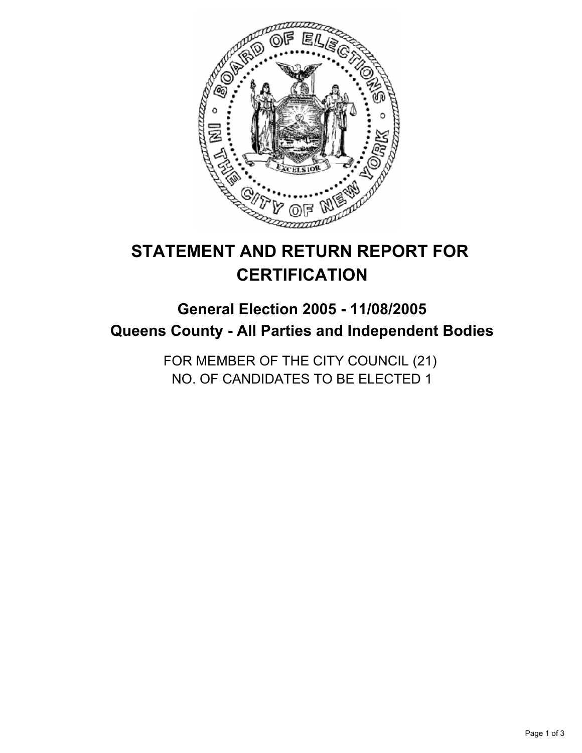# STATEMENT AND RETURN REPORT FOR CERTIFICATION

## General Election 2005 - 11/08/2005
## Queens County - All Parties and Independent Bodies

FOR MEMBER OF THE CITY COUNCIL (21)
NO. OF CANDIDATES TO BE ELECTED 1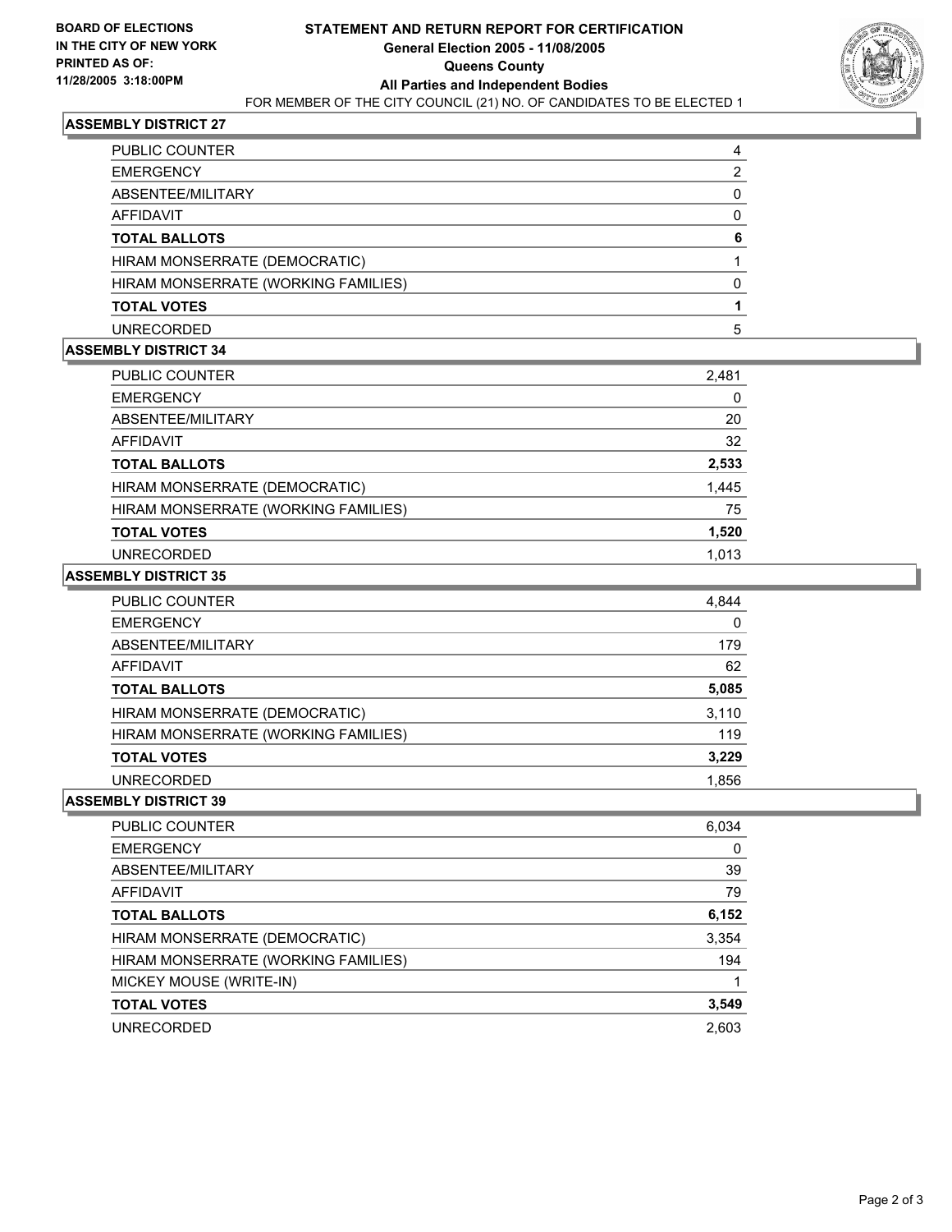**BOARD OF ELECTIONS IN THE CITY OF NEW YORK**
**PRINTED AS OF: 11/28/2005 3:18:00PM**

# STATEMENT AND RETURN REPORT FOR CERTIFICATION
## General Election 2005 - 11/08/2005
## Queens County
## All Parties and Independent Bodies

FOR MEMBER OF THE CITY COUNCIL (21) NO. OF CANDIDATES TO BE ELECTED 1

### ASSEMBLY DISTRICT 27

| | |
|---|---|
| PUBLIC COUNTER | 4 |
| EMERGENCY | 2 |
| ABSENTEE/MILITARY | 0 |
| AFFIDAVIT | 0 |
| **TOTAL BALLOTS** | **6** |
| HIRAM MONSERRATE (DEMOCRATIC) | 1 |
| HIRAM MONSERRATE (WORKING FAMILIES) | 0 |
| **TOTAL VOTES** | **1** |
| UNRECORDED | 5 |

### ASSEMBLY DISTRICT 34

| | |
|---|---|
| PUBLIC COUNTER | 2,481 |
| EMERGENCY | 0 |
| ABSENTEE/MILITARY | 20 |
| AFFIDAVIT | 32 |
| **TOTAL BALLOTS** | **2,533** |
| HIRAM MONSERRATE (DEMOCRATIC) | 1,445 |
| HIRAM MONSERRATE (WORKING FAMILIES) | 75 |
| **TOTAL VOTES** | **1,520** |
| UNRECORDED | 1,013 |

### ASSEMBLY DISTRICT 35

| | |
|---|---|
| PUBLIC COUNTER | 4,844 |
| EMERGENCY | 0 |
| ABSENTEE/MILITARY | 179 |
| AFFIDAVIT | 62 |
| **TOTAL BALLOTS** | **5,085** |
| HIRAM MONSERRATE (DEMOCRATIC) | 3,110 |
| HIRAM MONSERRATE (WORKING FAMILIES) | 119 |
| **TOTAL VOTES** | **3,229** |
| UNRECORDED | 1,856 |

### ASSEMBLY DISTRICT 39

| | |
|---|---|
| PUBLIC COUNTER | 6,034 |
| EMERGENCY | 0 |
| ABSENTEE/MILITARY | 39 |
| AFFIDAVIT | 79 |
| **TOTAL BALLOTS** | **6,152** |
| HIRAM MONSERRATE (DEMOCRATIC) | 3,354 |
| HIRAM MONSERRATE (WORKING FAMILIES) | 194 |
| MICKEY MOUSE (WRITE-IN) | 1 |
| **TOTAL VOTES** | **3,549** |
| UNRECORDED | 2,603 |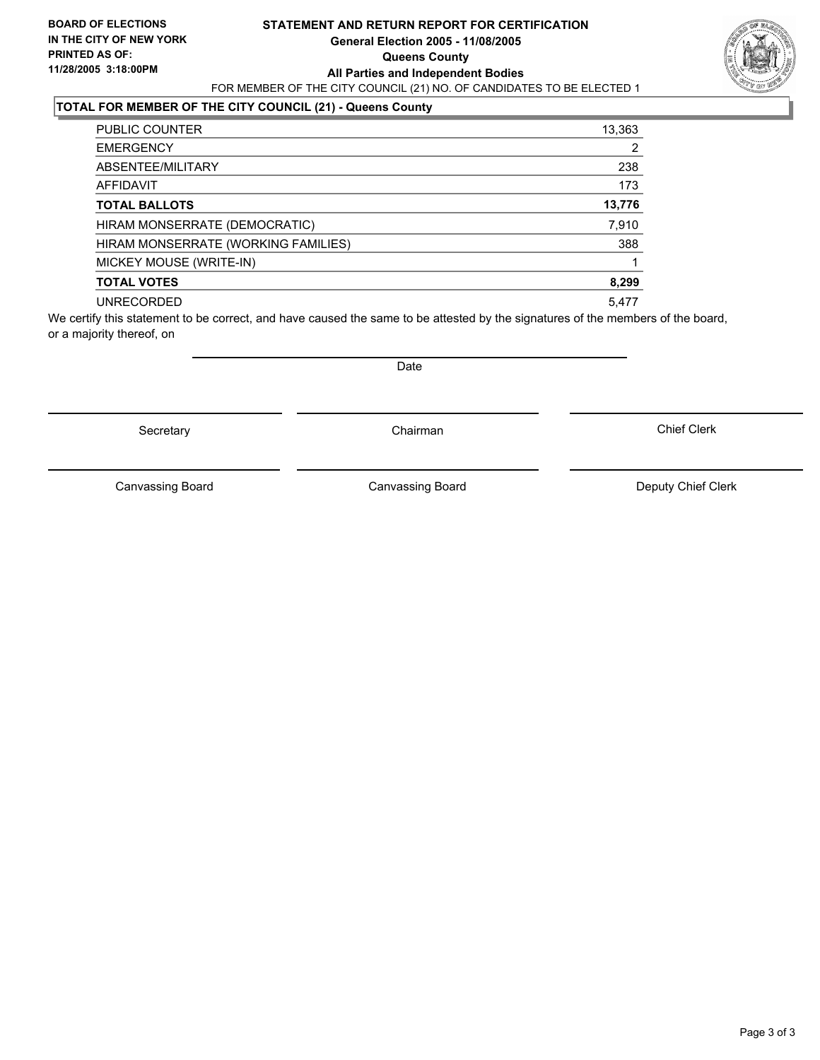**BOARD OF ELECTIONS IN THE CITY OF NEW YORK**
**PRINTED AS OF:**
**11/28/2005 3:18:00PM**

**STATEMENT AND RETURN REPORT FOR CERTIFICATION**
**General Election 2005 - 11/08/2005**
**Queens County**
**All Parties and Independent Bodies**
FOR MEMBER OF THE CITY COUNCIL (21) NO. OF CANDIDATES TO BE ELECTED 1

## TOTAL FOR MEMBER OF THE CITY COUNCIL (21) - Queens County

| | |
|---|---|
| PUBLIC COUNTER | 13,363 |
| EMERGENCY | 2 |
| ABSENTEE/MILITARY | 238 |
| AFFIDAVIT | 173 |
| **TOTAL BALLOTS** | **13,776** |
| HIRAM MONSERRATE (DEMOCRATIC) | 7,910 |
| HIRAM MONSERRATE (WORKING FAMILIES) | 388 |
| MICKEY MOUSE (WRITE-IN) | 1 |
| **TOTAL VOTES** | **8,299** |
| UNRECORDED | 5,477 |

We certify this statement to be correct, and have caused the same to be attested by the signatures of the members of the board, or a majority thereof, on

Date

Secretary | Chairman | Chief Clerk

Canvassing Board | Canvassing Board | Deputy Chief Clerk